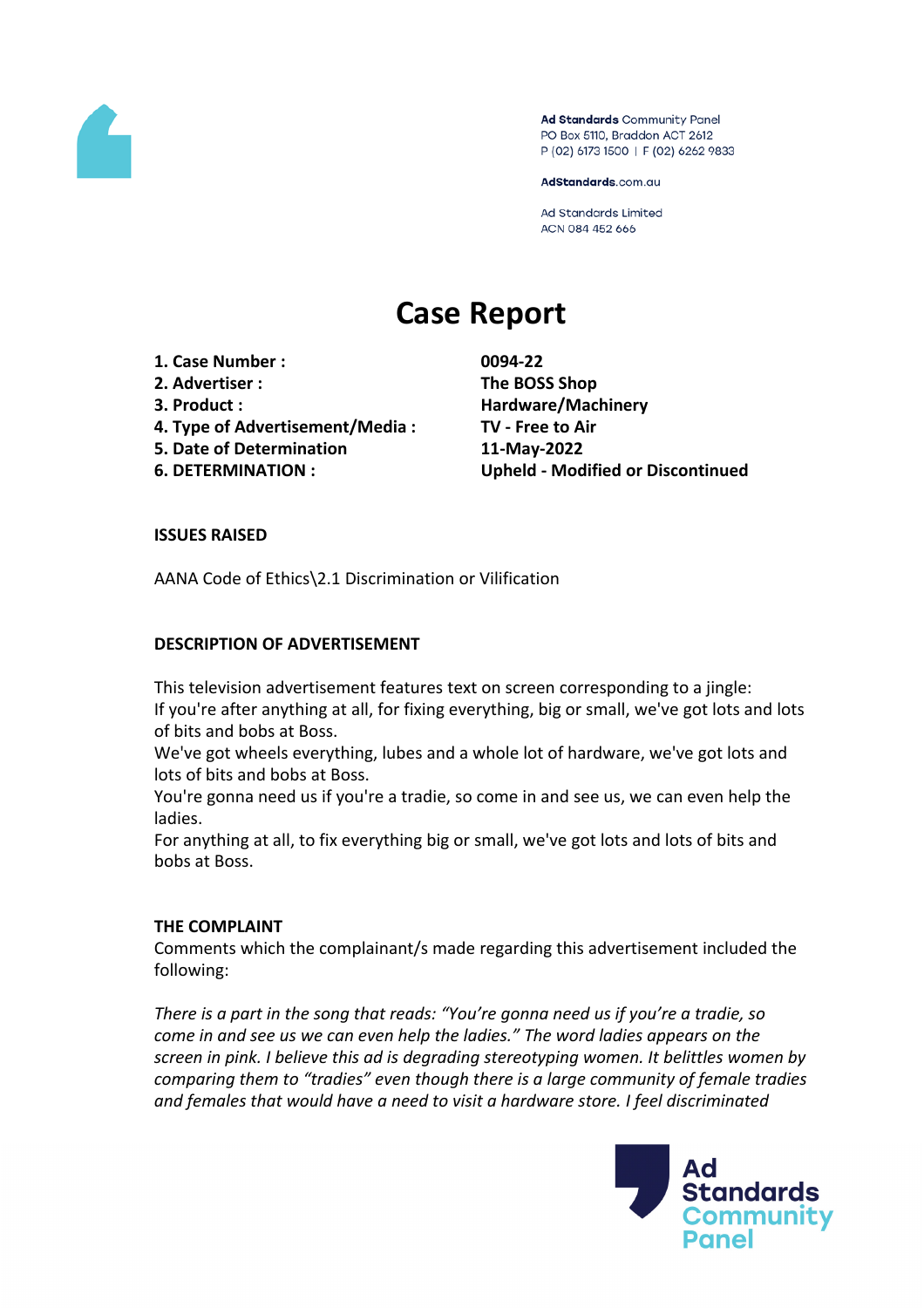Ad Standards Community Panel
PO Box 5110, Braddon ACT 2612
P (02) 6173 1500 | F (02) 6262 9833

AdStandards.com.au

Ad Standards Limited
ACN 084 452 666

# Case Report

| | |
|---|---|
| **1. Case Number :** | **0094-22** |
| **2. Advertiser :** | **The BOSS Shop** |
| **3. Product :** | **Hardware/Machinery** |
| **4. Type of Advertisement/Media :** | **TV - Free to Air** |
| **5. Date of Determination** | **11-May-2022** |
| **6. DETERMINATION :** | **Upheld - Modified or Discontinued** |

**ISSUES RAISED**

AANA Code of Ethics\2.1 Discrimination or Vilification

**DESCRIPTION OF ADVERTISEMENT**

This television advertisement features text on screen corresponding to a jingle:
If you're after anything at all, for fixing everything, big or small, we've got lots and lots of bits and bobs at Boss.
We've got wheels everything, lubes and a whole lot of hardware, we've got lots and lots of bits and bobs at Boss.
You're gonna need us if you're a tradie, so come in and see us, we can even help the ladies.
For anything at all, to fix everything big or small, we've got lots and lots of bits and bobs at Boss.

**THE COMPLAINT**

Comments which the complainant/s made regarding this advertisement included the following:

*There is a part in the song that reads: "You're gonna need us if you're a tradie, so come in and see us we can even help the ladies." The word ladies appears on the screen in pink. I believe this ad is degrading stereotyping women. It belittles women by comparing them to "tradies" even though there is a large community of female tradies and females that would have a need to visit a hardware store. I feel discriminated*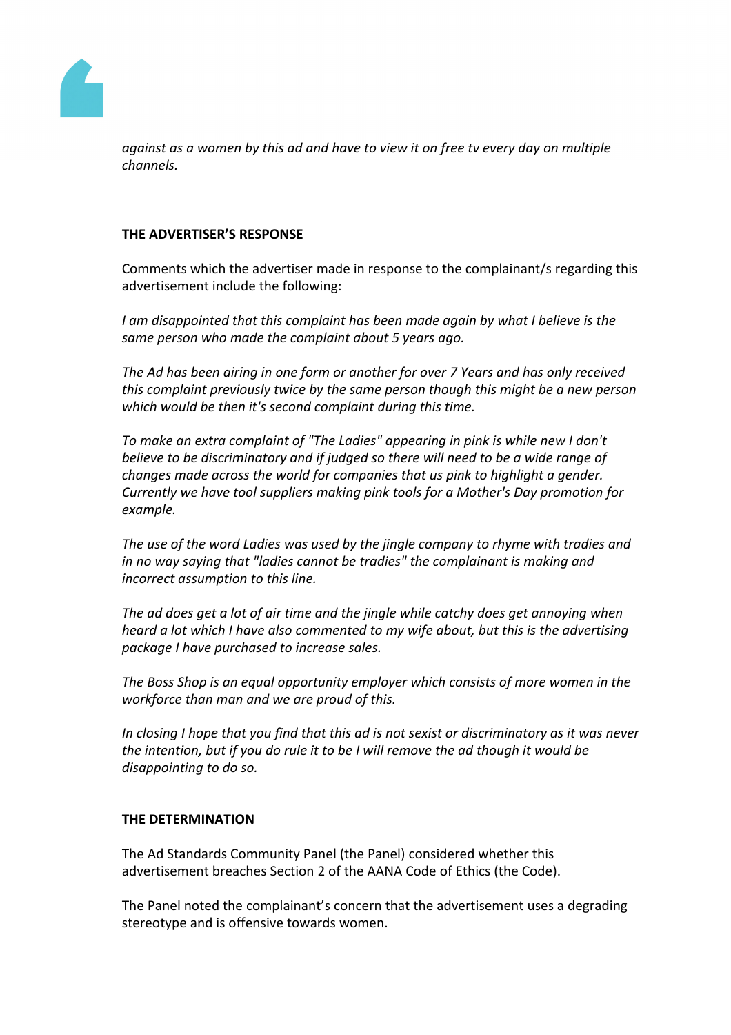*against as a women by this ad and have to view it on free tv every day on multiple channels.*

**THE ADVERTISER'S RESPONSE**

Comments which the advertiser made in response to the complainant/s regarding this advertisement include the following:

*I am disappointed that this complaint has been made again by what I believe is the same person who made the complaint about 5 years ago.*

*The Ad has been airing in one form or another for over 7 Years and has only received this complaint previously twice by the same person though this might be a new person which would be then it's second complaint during this time.*

*To make an extra complaint of "The Ladies" appearing in pink is while new I don't believe to be discriminatory and if judged so there will need to be a wide range of changes made across the world for companies that us pink to highlight a gender. Currently we have tool suppliers making pink tools for a Mother's Day promotion for example.*

*The use of the word Ladies was used by the jingle company to rhyme with tradies and in no way saying that "ladies cannot be tradies" the complainant is making and incorrect assumption to this line.*

*The ad does get a lot of air time and the jingle while catchy does get annoying when heard a lot which I have also commented to my wife about, but this is the advertising package I have purchased to increase sales.*

*The Boss Shop is an equal opportunity employer which consists of more women in the workforce than man and we are proud of this.*

*In closing I hope that you find that this ad is not sexist or discriminatory as it was never the intention, but if you do rule it to be I will remove the ad though it would be disappointing to do so.*

**THE DETERMINATION**

The Ad Standards Community Panel (the Panel) considered whether this advertisement breaches Section 2 of the AANA Code of Ethics (the Code).

The Panel noted the complainant's concern that the advertisement uses a degrading stereotype and is offensive towards women.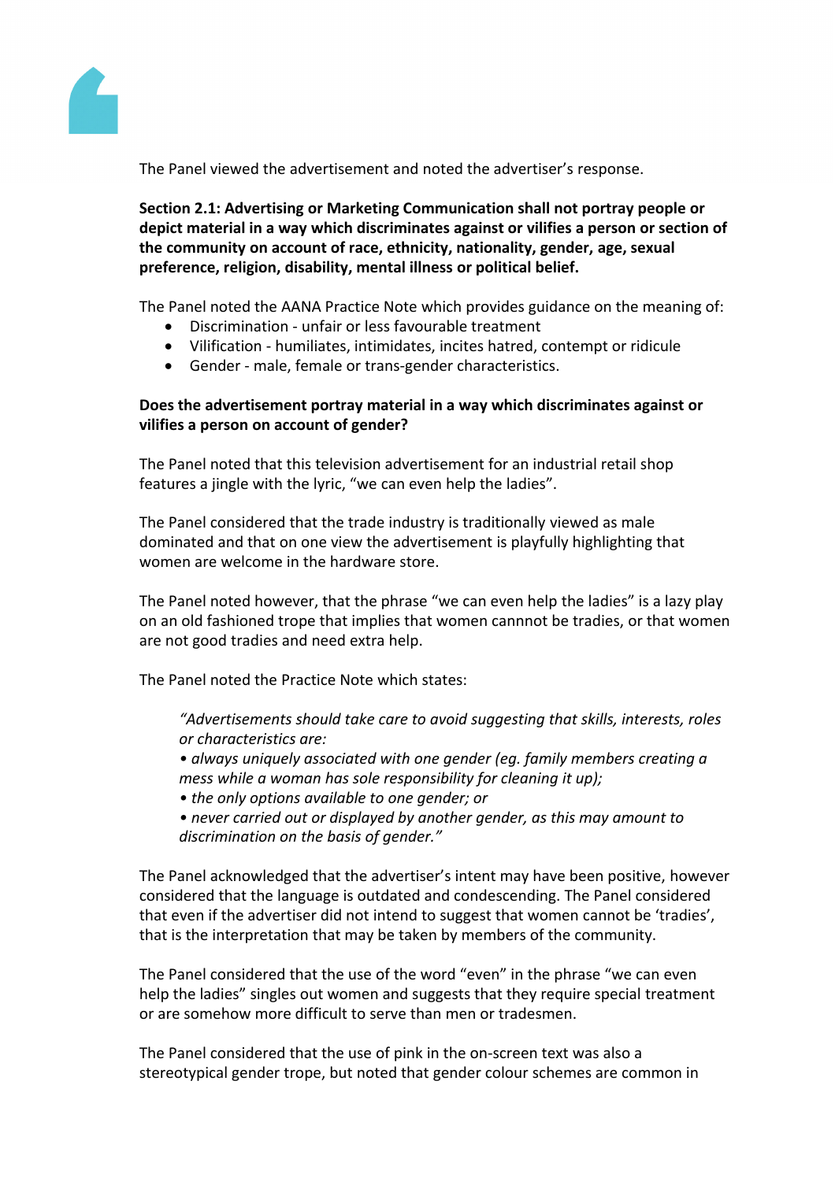The Panel viewed the advertisement and noted the advertiser's response.

**Section 2.1: Advertising or Marketing Communication shall not portray people or depict material in a way which discriminates against or vilifies a person or section of the community on account of race, ethnicity, nationality, gender, age, sexual preference, religion, disability, mental illness or political belief.**

The Panel noted the AANA Practice Note which provides guidance on the meaning of:

- Discrimination - unfair or less favourable treatment
- Vilification - humiliates, intimidates, incites hatred, contempt or ridicule
- Gender - male, female or trans-gender characteristics.

**Does the advertisement portray material in a way which discriminates against or vilifies a person on account of gender?**

The Panel noted that this television advertisement for an industrial retail shop features a jingle with the lyric, "we can even help the ladies".

The Panel considered that the trade industry is traditionally viewed as male dominated and that on one view the advertisement is playfully highlighting that women are welcome in the hardware store.

The Panel noted however, that the phrase "we can even help the ladies" is a lazy play on an old fashioned trope that implies that women cannnot be tradies, or that women are not good tradies and need extra help.

The Panel noted the Practice Note which states:

> *"Advertisements should take care to avoid suggesting that skills, interests, roles or characteristics are:*
> *• always uniquely associated with one gender (eg. family members creating a mess while a woman has sole responsibility for cleaning it up);*
> *• the only options available to one gender; or*
> *• never carried out or displayed by another gender, as this may amount to discrimination on the basis of gender."*

The Panel acknowledged that the advertiser's intent may have been positive, however considered that the language is outdated and condescending. The Panel considered that even if the advertiser did not intend to suggest that women cannot be 'tradies', that is the interpretation that may be taken by members of the community.

The Panel considered that the use of the word "even" in the phrase "we can even help the ladies" singles out women and suggests that they require special treatment or are somehow more difficult to serve than men or tradesmen.

The Panel considered that the use of pink in the on-screen text was also a stereotypical gender trope, but noted that gender colour schemes are common in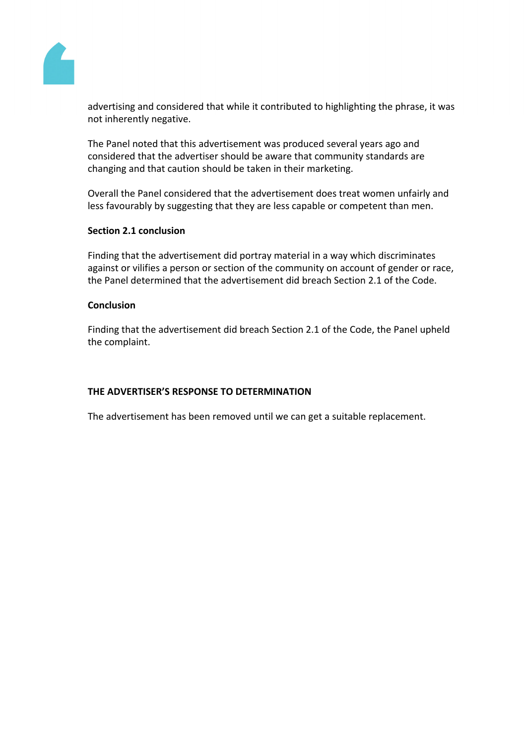advertising and considered that while it contributed to highlighting the phrase, it was not inherently negative.

The Panel noted that this advertisement was produced several years ago and considered that the advertiser should be aware that community standards are changing and that caution should be taken in their marketing.

Overall the Panel considered that the advertisement does treat women unfairly and less favourably by suggesting that they are less capable or competent than men.

**Section 2.1 conclusion**

Finding that the advertisement did portray material in a way which discriminates against or vilifies a person or section of the community on account of gender or race, the Panel determined that the advertisement did breach Section 2.1 of the Code.

**Conclusion**

Finding that the advertisement did breach Section 2.1 of the Code, the Panel upheld the complaint.

**THE ADVERTISER'S RESPONSE TO DETERMINATION**

The advertisement has been removed until we can get a suitable replacement.